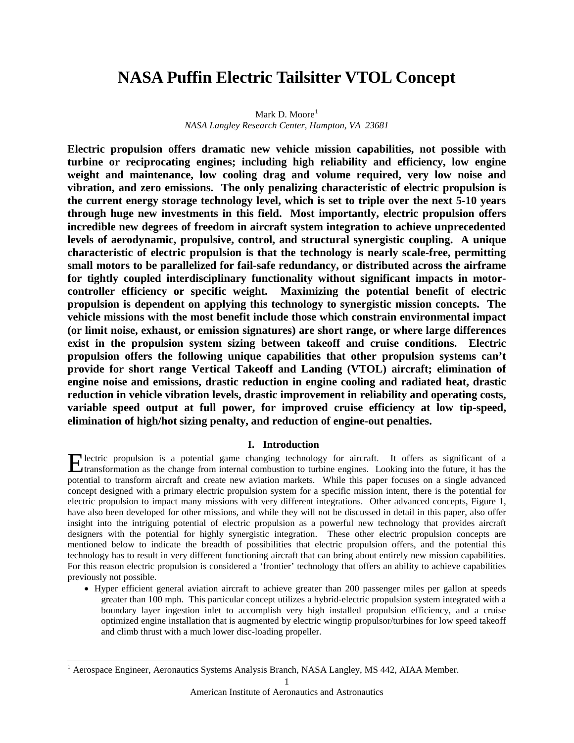# NASA Puffin Electric Tailsitter VTOL Concept

Mark D. Moore[1]
*NASA Langley Research Center, Hampton, VA 23681*

**Electric propulsion offers dramatic new vehicle mission capabilities, not possible with turbine or reciprocating engines; including high reliability and efficiency, low engine weight and maintenance, low cooling drag and volume required, very low noise and vibration, and zero emissions. The only penalizing characteristic of electric propulsion is the current energy storage technology level, which is set to triple over the next 5-10 years through huge new investments in this field. Most importantly, electric propulsion offers incredible new degrees of freedom in aircraft system integration to achieve unprecedented levels of aerodynamic, propulsive, control, and structural synergistic coupling. A unique characteristic of electric propulsion is that the technology is nearly scale-free, permitting small motors to be parallelized for fail-safe redundancy, or distributed across the airframe for tightly coupled interdisciplinary functionality without significant impacts in motor-controller efficiency or specific weight. Maximizing the potential benefit of electric propulsion is dependent on applying this technology to synergistic mission concepts. The vehicle missions with the most benefit include those which constrain environmental impact (or limit noise, exhaust, or emission signatures) are short range, or where large differences exist in the propulsion system sizing between takeoff and cruise conditions. Electric propulsion offers the following unique capabilities that other propulsion systems can't provide for short range Vertical Takeoff and Landing (VTOL) aircraft; elimination of engine noise and emissions, drastic reduction in engine cooling and radiated heat, drastic reduction in vehicle vibration levels, drastic improvement in reliability and operating costs, variable speed output at full power, for improved cruise efficiency at low tip-speed, elimination of high/hot sizing penalty, and reduction of engine-out penalties.**

## I. Introduction

Electric propulsion is a potential game changing technology for aircraft. It offers as significant of a transformation as the change from internal combustion to turbine engines. Looking into the future, it has the potential to transform aircraft and create new aviation markets. While this paper focuses on a single advanced concept designed with a primary electric propulsion system for a specific mission intent, there is the potential for electric propulsion to impact many missions with very different integrations. Other advanced concepts, Figure 1, have also been developed for other missions, and while they will not be discussed in detail in this paper, also offer insight into the intriguing potential of electric propulsion as a powerful new technology that provides aircraft designers with the potential for highly synergistic integration. These other electric propulsion concepts are mentioned below to indicate the breadth of possibilities that electric propulsion offers, and the potential this technology has to result in very different functioning aircraft that can bring about entirely new mission capabilities. For this reason electric propulsion is considered a 'frontier' technology that offers an ability to achieve capabilities previously not possible.

- Hyper efficient general aviation aircraft to achieve greater than 200 passenger miles per gallon at speeds greater than 100 mph. This particular concept utilizes a hybrid-electric propulsion system integrated with a boundary layer ingestion inlet to accomplish very high installed propulsion efficiency, and a cruise optimized engine installation that is augmented by electric wingtip propulsor/turbines for low speed takeoff and climb thrust with a much lower disc-loading propeller.

[1] Aerospace Engineer, Aeronautics Systems Analysis Branch, NASA Langley, MS 442, AIAA Member.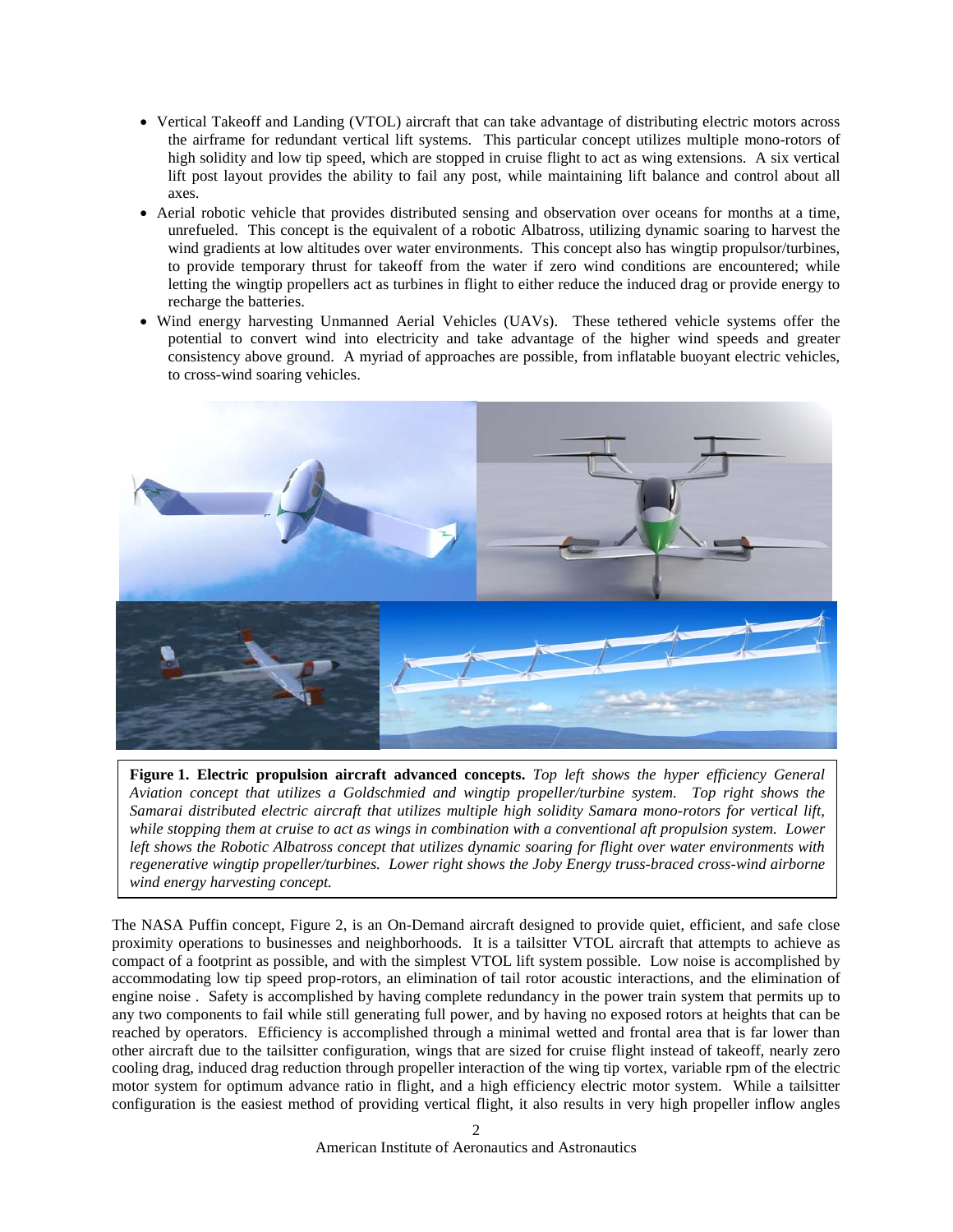- Vertical Takeoff and Landing (VTOL) aircraft that can take advantage of distributing electric motors across the airframe for redundant vertical lift systems. This particular concept utilizes multiple mono-rotors of high solidity and low tip speed, which are stopped in cruise flight to act as wing extensions. A six vertical lift post layout provides the ability to fail any post, while maintaining lift balance and control about all axes.
- Aerial robotic vehicle that provides distributed sensing and observation over oceans for months at a time, unrefueled. This concept is the equivalent of a robotic Albatross, utilizing dynamic soaring to harvest the wind gradients at low altitudes over water environments. This concept also has wingtip propulsor/turbines, to provide temporary thrust for takeoff from the water if zero wind conditions are encountered; while letting the wingtip propellers act as turbines in flight to either reduce the induced drag or provide energy to recharge the batteries.
- Wind energy harvesting Unmanned Aerial Vehicles (UAVs). These tethered vehicle systems offer the potential to convert wind into electricity and take advantage of the higher wind speeds and greater consistency above ground. A myriad of approaches are possible, from inflatable buoyant electric vehicles, to cross-wind soaring vehicles.

**Figure 1. Electric propulsion aircraft advanced concepts.** *Top left shows the hyper efficiency General Aviation concept that utilizes a Goldschmied and wingtip propeller/turbine system. Top right shows the Samarai distributed electric aircraft that utilizes multiple high solidity Samara mono-rotors for vertical lift, while stopping them at cruise to act as wings in combination with a conventional aft propulsion system. Lower left shows the Robotic Albatross concept that utilizes dynamic soaring for flight over water environments with regenerative wingtip propeller/turbines. Lower right shows the Joby Energy truss-braced cross-wind airborne wind energy harvesting concept.*

The NASA Puffin concept, Figure 2, is an On-Demand aircraft designed to provide quiet, efficient, and safe close proximity operations to businesses and neighborhoods. It is a tailsitter VTOL aircraft that attempts to achieve as compact of a footprint as possible, and with the simplest VTOL lift system possible. Low noise is accomplished by accommodating low tip speed prop-rotors, an elimination of tail rotor acoustic interactions, and the elimination of engine noise . Safety is accomplished by having complete redundancy in the power train system that permits up to any two components to fail while still generating full power, and by having no exposed rotors at heights that can be reached by operators. Efficiency is accomplished through a minimal wetted and frontal area that is far lower than other aircraft due to the tailsitter configuration, wings that are sized for cruise flight instead of takeoff, nearly zero cooling drag, induced drag reduction through propeller interaction of the wing tip vortex, variable rpm of the electric motor system for optimum advance ratio in flight, and a high efficiency electric motor system. While a tailsitter configuration is the easiest method of providing vertical flight, it also results in very high propeller inflow angles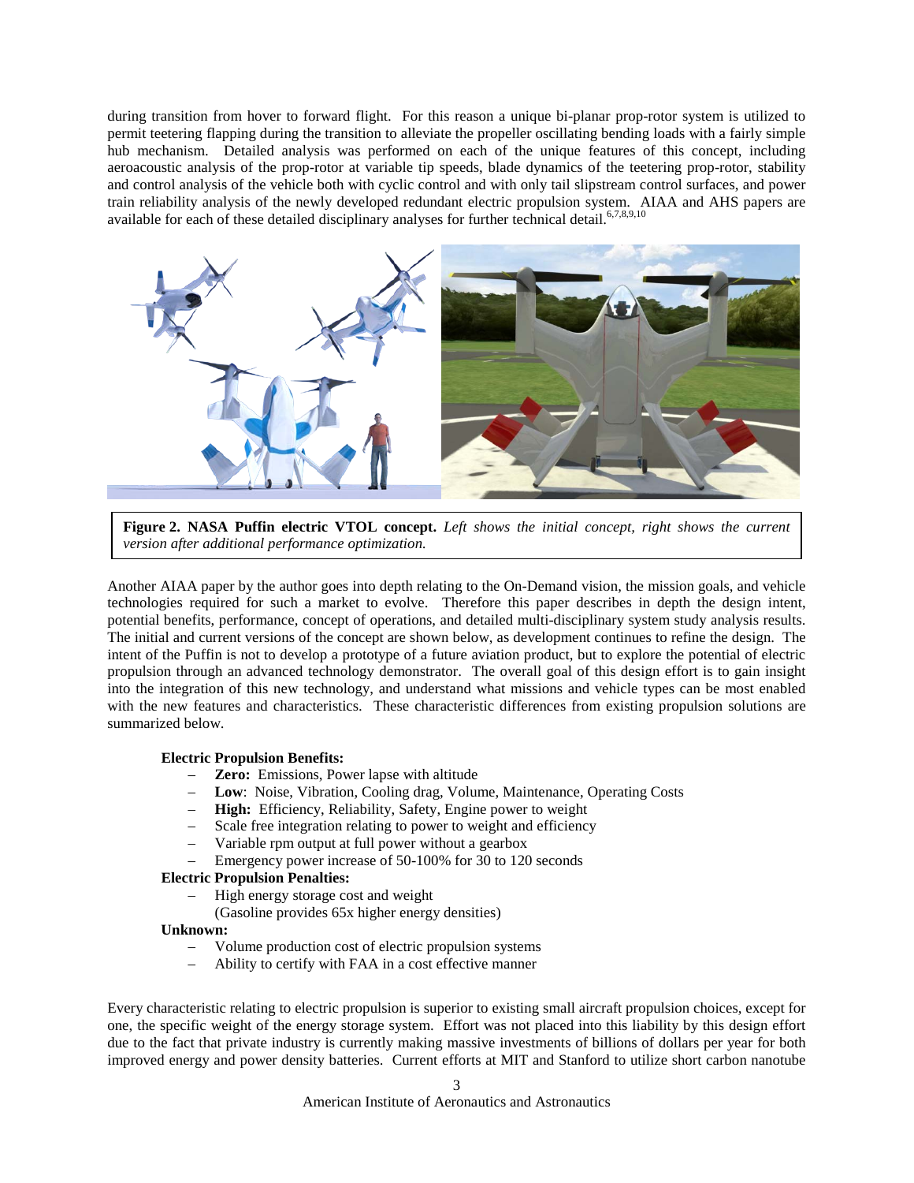during transition from hover to forward flight. For this reason a unique bi-planar prop-rotor system is utilized to permit teetering flapping during the transition to alleviate the propeller oscillating bending loads with a fairly simple hub mechanism. Detailed analysis was performed on each of the unique features of this concept, including aeroacoustic analysis of the prop-rotor at variable tip speeds, blade dynamics of the teetering prop-rotor, stability and control analysis of the vehicle both with cyclic control and with only tail slipstream control surfaces, and power train reliability analysis of the newly developed redundant electric propulsion system. AIAA and AHS papers are available for each of these detailed disciplinary analyses for further technical detail.[6,7,8,9,10]

**Figure 2. NASA Puffin electric VTOL concept.** *Left shows the initial concept, right shows the current version after additional performance optimization.*

Another AIAA paper by the author goes into depth relating to the On-Demand vision, the mission goals, and vehicle technologies required for such a market to evolve. Therefore this paper describes in depth the design intent, potential benefits, performance, concept of operations, and detailed multi-disciplinary system study analysis results. The initial and current versions of the concept are shown below, as development continues to refine the design. The intent of the Puffin is not to develop a prototype of a future aviation product, but to explore the potential of electric propulsion through an advanced technology demonstrator. The overall goal of this design effort is to gain insight into the integration of this new technology, and understand what missions and vehicle types can be most enabled with the new features and characteristics. These characteristic differences from existing propulsion solutions are summarized below.

**Electric Propulsion Benefits:**

- **Zero:** Emissions, Power lapse with altitude
- **Low**: Noise, Vibration, Cooling drag, Volume, Maintenance, Operating Costs
- **High:** Efficiency, Reliability, Safety, Engine power to weight
- Scale free integration relating to power to weight and efficiency
- Variable rpm output at full power without a gearbox
- Emergency power increase of 50-100% for 30 to 120 seconds

**Electric Propulsion Penalties:**

- High energy storage cost and weight
  (Gasoline provides 65x higher energy densities)

**Unknown:**

- Volume production cost of electric propulsion systems
- Ability to certify with FAA in a cost effective manner

Every characteristic relating to electric propulsion is superior to existing small aircraft propulsion choices, except for one, the specific weight of the energy storage system. Effort was not placed into this liability by this design effort due to the fact that private industry is currently making massive investments of billions of dollars per year for both improved energy and power density batteries. Current efforts at MIT and Stanford to utilize short carbon nanotube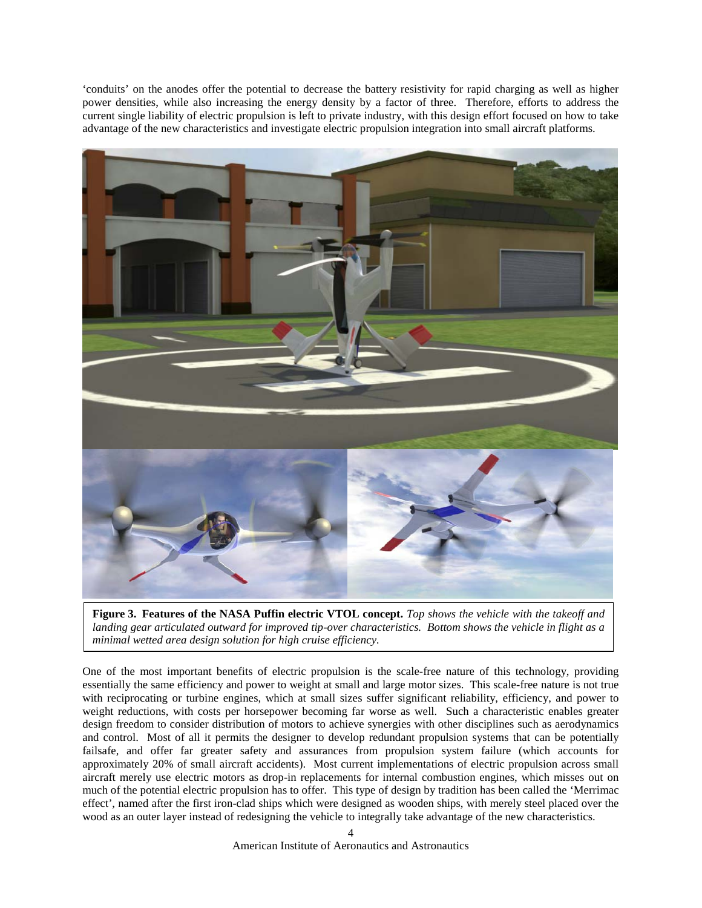'conduits' on the anodes offer the potential to decrease the battery resistivity for rapid charging as well as higher power densities, while also increasing the energy density by a factor of three. Therefore, efforts to address the current single liability of electric propulsion is left to private industry, with this design effort focused on how to take advantage of the new characteristics and investigate electric propulsion integration into small aircraft platforms.

**Figure 3. Features of the NASA Puffin electric VTOL concept.** *Top shows the vehicle with the takeoff and landing gear articulated outward for improved tip-over characteristics. Bottom shows the vehicle in flight as a minimal wetted area design solution for high cruise efficiency.*

One of the most important benefits of electric propulsion is the scale-free nature of this technology, providing essentially the same efficiency and power to weight at small and large motor sizes. This scale-free nature is not true with reciprocating or turbine engines, which at small sizes suffer significant reliability, efficiency, and power to weight reductions, with costs per horsepower becoming far worse as well. Such a characteristic enables greater design freedom to consider distribution of motors to achieve synergies with other disciplines such as aerodynamics and control. Most of all it permits the designer to develop redundant propulsion systems that can be potentially failsafe, and offer far greater safety and assurances from propulsion system failure (which accounts for approximately 20% of small aircraft accidents). Most current implementations of electric propulsion across small aircraft merely use electric motors as drop-in replacements for internal combustion engines, which misses out on much of the potential electric propulsion has to offer. This type of design by tradition has been called the 'Merrimac effect', named after the first iron-clad ships which were designed as wooden ships, with merely steel placed over the wood as an outer layer instead of redesigning the vehicle to integrally take advantage of the new characteristics.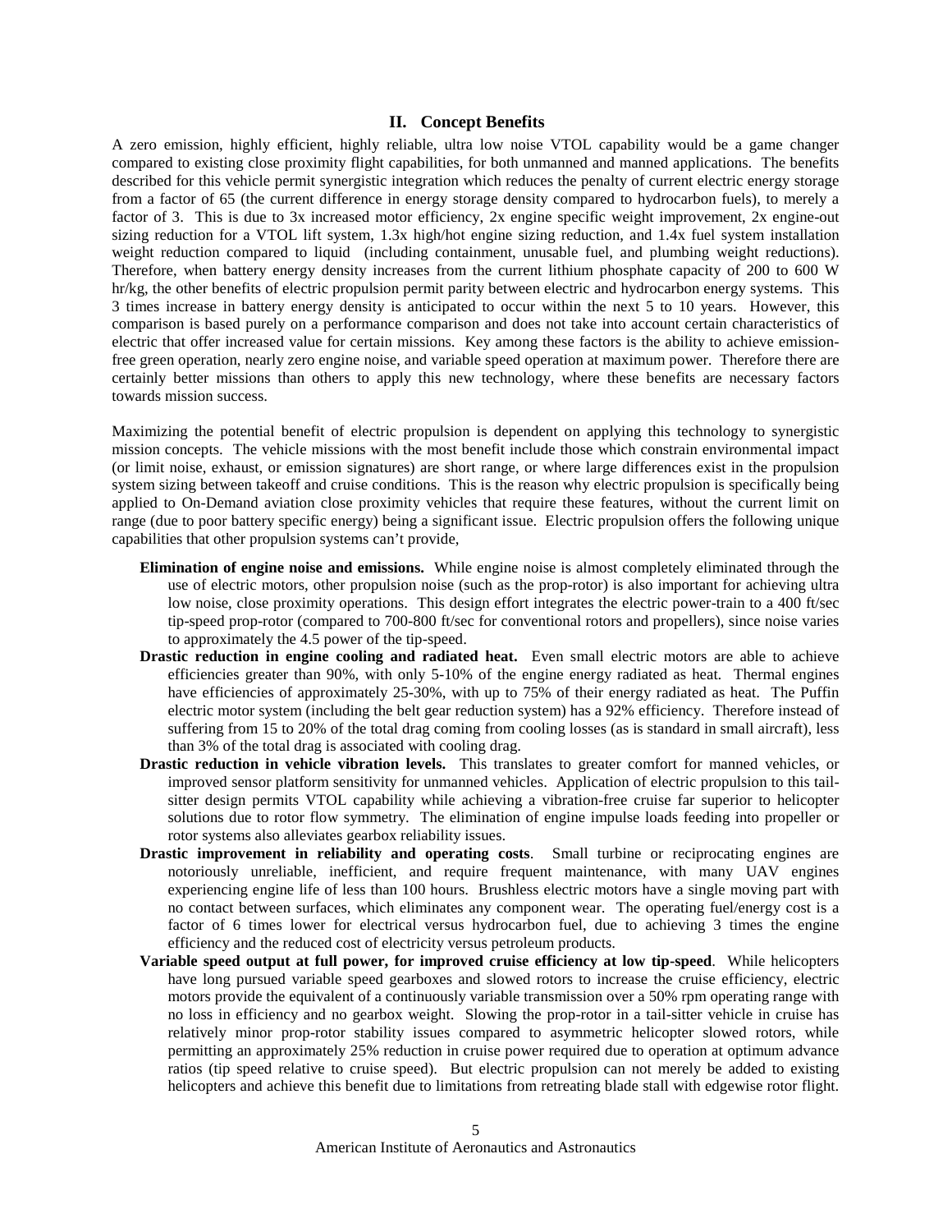## II. Concept Benefits

A zero emission, highly efficient, highly reliable, ultra low noise VTOL capability would be a game changer compared to existing close proximity flight capabilities, for both unmanned and manned applications. The benefits described for this vehicle permit synergistic integration which reduces the penalty of current electric energy storage from a factor of 65 (the current difference in energy storage density compared to hydrocarbon fuels), to merely a factor of 3. This is due to 3x increased motor efficiency, 2x engine specific weight improvement, 2x engine-out sizing reduction for a VTOL lift system, 1.3x high/hot engine sizing reduction, and 1.4x fuel system installation weight reduction compared to liquid (including containment, unusable fuel, and plumbing weight reductions). Therefore, when battery energy density increases from the current lithium phosphate capacity of 200 to 600 W hr/kg, the other benefits of electric propulsion permit parity between electric and hydrocarbon energy systems. This 3 times increase in battery energy density is anticipated to occur within the next 5 to 10 years. However, this comparison is based purely on a performance comparison and does not take into account certain characteristics of electric that offer increased value for certain missions. Key among these factors is the ability to achieve emission-free green operation, nearly zero engine noise, and variable speed operation at maximum power. Therefore there are certainly better missions than others to apply this new technology, where these benefits are necessary factors towards mission success.

Maximizing the potential benefit of electric propulsion is dependent on applying this technology to synergistic mission concepts. The vehicle missions with the most benefit include those which constrain environmental impact (or limit noise, exhaust, or emission signatures) are short range, or where large differences exist in the propulsion system sizing between takeoff and cruise conditions. This is the reason why electric propulsion is specifically being applied to On-Demand aviation close proximity vehicles that require these features, without the current limit on range (due to poor battery specific energy) being a significant issue. Electric propulsion offers the following unique capabilities that other propulsion systems can't provide,

- **Elimination of engine noise and emissions.** While engine noise is almost completely eliminated through the use of electric motors, other propulsion noise (such as the prop-rotor) is also important for achieving ultra low noise, close proximity operations. This design effort integrates the electric power-train to a 400 ft/sec tip-speed prop-rotor (compared to 700-800 ft/sec for conventional rotors and propellers), since noise varies to approximately the 4.5 power of the tip-speed.
- **Drastic reduction in engine cooling and radiated heat.** Even small electric motors are able to achieve efficiencies greater than 90%, with only 5-10% of the engine energy radiated as heat. Thermal engines have efficiencies of approximately 25-30%, with up to 75% of their energy radiated as heat. The Puffin electric motor system (including the belt gear reduction system) has a 92% efficiency. Therefore instead of suffering from 15 to 20% of the total drag coming from cooling losses (as is standard in small aircraft), less than 3% of the total drag is associated with cooling drag.
- **Drastic reduction in vehicle vibration levels.** This translates to greater comfort for manned vehicles, or improved sensor platform sensitivity for unmanned vehicles. Application of electric propulsion to this tail-sitter design permits VTOL capability while achieving a vibration-free cruise far superior to helicopter solutions due to rotor flow symmetry. The elimination of engine impulse loads feeding into propeller or rotor systems also alleviates gearbox reliability issues.
- **Drastic improvement in reliability and operating costs**. Small turbine or reciprocating engines are notoriously unreliable, inefficient, and require frequent maintenance, with many UAV engines experiencing engine life of less than 100 hours. Brushless electric motors have a single moving part with no contact between surfaces, which eliminates any component wear. The operating fuel/energy cost is a factor of 6 times lower for electrical versus hydrocarbon fuel, due to achieving 3 times the engine efficiency and the reduced cost of electricity versus petroleum products.
- **Variable speed output at full power, for improved cruise efficiency at low tip-speed**. While helicopters have long pursued variable speed gearboxes and slowed rotors to increase the cruise efficiency, electric motors provide the equivalent of a continuously variable transmission over a 50% rpm operating range with no loss in efficiency and no gearbox weight. Slowing the prop-rotor in a tail-sitter vehicle in cruise has relatively minor prop-rotor stability issues compared to asymmetric helicopter slowed rotors, while permitting an approximately 25% reduction in cruise power required due to operation at optimum advance ratios (tip speed relative to cruise speed). But electric propulsion can not merely be added to existing helicopters and achieve this benefit due to limitations from retreating blade stall with edgewise rotor flight.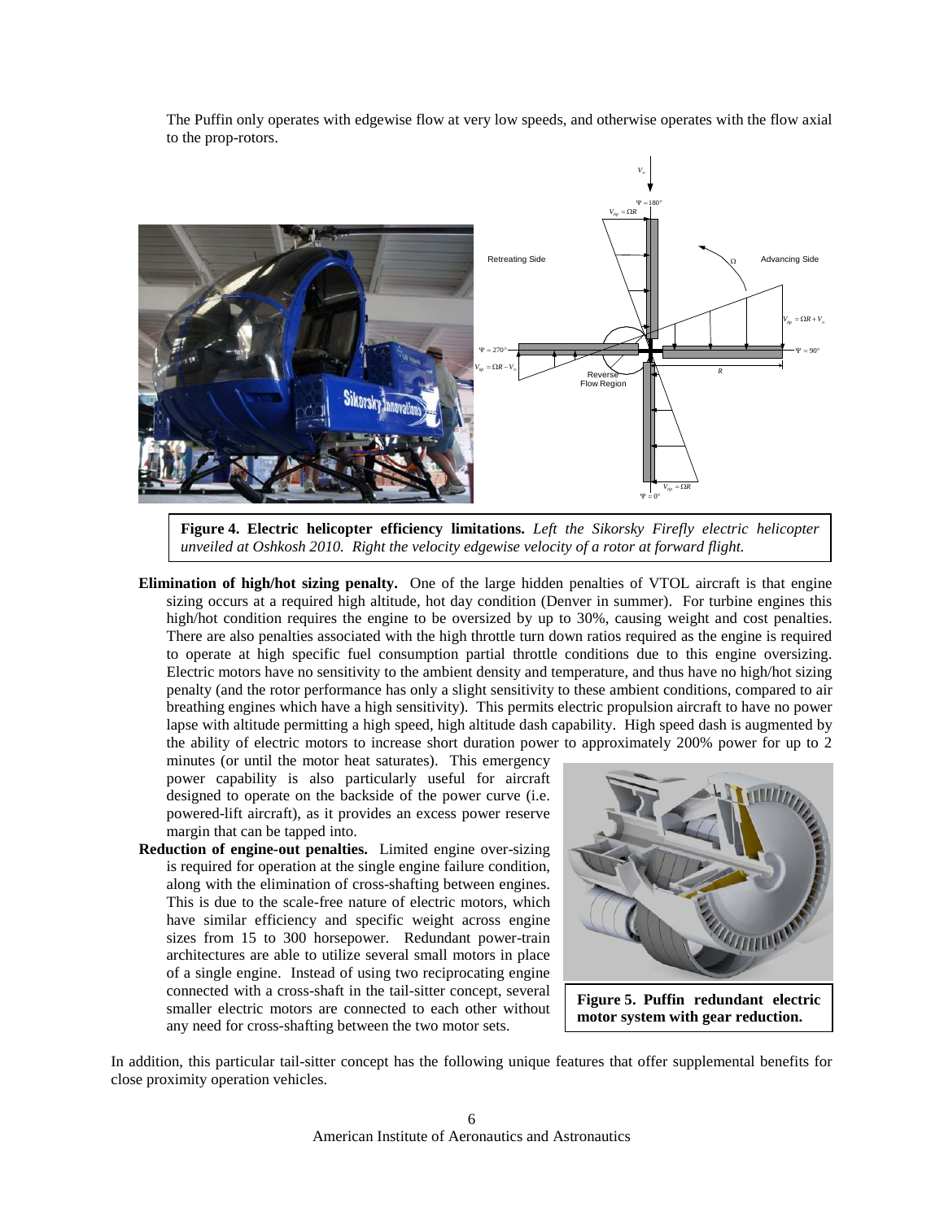The Puffin only operates with edgewise flow at very low speeds, and otherwise operates with the flow axial to the prop-rotors.

**Figure 4. Electric helicopter efficiency limitations.** *Left the Sikorsky Firefly electric helicopter unveiled at Oshkosh 2010. Right the velocity edgewise velocity of a rotor at forward flight.*

- **Elimination of high/hot sizing penalty.** One of the large hidden penalties of VTOL aircraft is that engine sizing occurs at a required high altitude, hot day condition (Denver in summer). For turbine engines this high/hot condition requires the engine to be oversized by up to 30%, causing weight and cost penalties. There are also penalties associated with the high throttle turn down ratios required as the engine is required to operate at high specific fuel consumption partial throttle conditions due to this engine oversizing. Electric motors have no sensitivity to the ambient density and temperature, and thus have no high/hot sizing penalty (and the rotor performance has only a slight sensitivity to these ambient conditions, compared to air breathing engines which have a high sensitivity). This permits electric propulsion aircraft to have no power lapse with altitude permitting a high speed, high altitude dash capability. High speed dash is augmented by the ability of electric motors to increase short duration power to approximately 200% power for up to 2 minutes (or until the motor heat saturates). This emergency power capability is also particularly useful for aircraft designed to operate on the backside of the power curve (i.e. powered-lift aircraft), as it provides an excess power reserve margin that can be tapped into.
- **Reduction of engine-out penalties.** Limited engine over-sizing is required for operation at the single engine failure condition, along with the elimination of cross-shafting between engines. This is due to the scale-free nature of electric motors, which have similar efficiency and specific weight across engine sizes from 15 to 300 horsepower. Redundant power-train architectures are able to utilize several small motors in place of a single engine. Instead of using two reciprocating engine connected with a cross-shaft in the tail-sitter concept, several smaller electric motors are connected to each other without any need for cross-shafting between the two motor sets.

**Figure 5. Puffin redundant electric motor system with gear reduction.**

In addition, this particular tail-sitter concept has the following unique features that offer supplemental benefits for close proximity operation vehicles.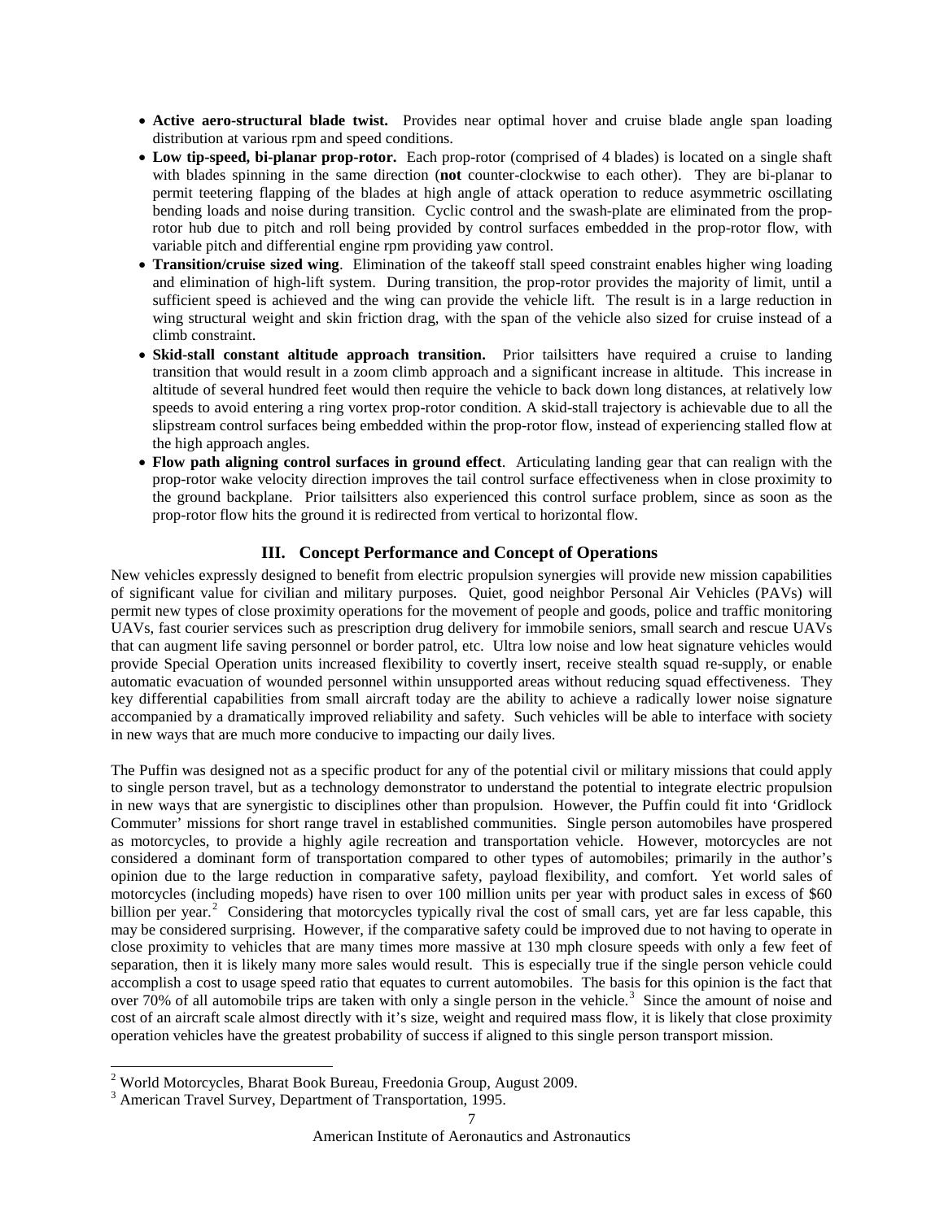- **Active aero-structural blade twist.** Provides near optimal hover and cruise blade angle span loading distribution at various rpm and speed conditions.
- **Low tip-speed, bi-planar prop-rotor.** Each prop-rotor (comprised of 4 blades) is located on a single shaft with blades spinning in the same direction (**not** counter-clockwise to each other). They are bi-planar to permit teetering flapping of the blades at high angle of attack operation to reduce asymmetric oscillating bending loads and noise during transition. Cyclic control and the swash-plate are eliminated from the prop-rotor hub due to pitch and roll being provided by control surfaces embedded in the prop-rotor flow, with variable pitch and differential engine rpm providing yaw control.
- **Transition/cruise sized wing**. Elimination of the takeoff stall speed constraint enables higher wing loading and elimination of high-lift system. During transition, the prop-rotor provides the majority of limit, until a sufficient speed is achieved and the wing can provide the vehicle lift. The result is in a large reduction in wing structural weight and skin friction drag, with the span of the vehicle also sized for cruise instead of a climb constraint.
- **Skid-stall constant altitude approach transition.** Prior tailsitters have required a cruise to landing transition that would result in a zoom climb approach and a significant increase in altitude. This increase in altitude of several hundred feet would then require the vehicle to back down long distances, at relatively low speeds to avoid entering a ring vortex prop-rotor condition. A skid-stall trajectory is achievable due to all the slipstream control surfaces being embedded within the prop-rotor flow, instead of experiencing stalled flow at the high approach angles.
- **Flow path aligning control surfaces in ground effect**. Articulating landing gear that can realign with the prop-rotor wake velocity direction improves the tail control surface effectiveness when in close proximity to the ground backplane. Prior tailsitters also experienced this control surface problem, since as soon as the prop-rotor flow hits the ground it is redirected from vertical to horizontal flow.

## III. Concept Performance and Concept of Operations

New vehicles expressly designed to benefit from electric propulsion synergies will provide new mission capabilities of significant value for civilian and military purposes. Quiet, good neighbor Personal Air Vehicles (PAVs) will permit new types of close proximity operations for the movement of people and goods, police and traffic monitoring UAVs, fast courier services such as prescription drug delivery for immobile seniors, small search and rescue UAVs that can augment life saving personnel or border patrol, etc. Ultra low noise and low heat signature vehicles would provide Special Operation units increased flexibility to covertly insert, receive stealth squad re-supply, or enable automatic evacuation of wounded personnel within unsupported areas without reducing squad effectiveness. They key differential capabilities from small aircraft today are the ability to achieve a radically lower noise signature accompanied by a dramatically improved reliability and safety. Such vehicles will be able to interface with society in new ways that are much more conducive to impacting our daily lives.

The Puffin was designed not as a specific product for any of the potential civil or military missions that could apply to single person travel, but as a technology demonstrator to understand the potential to integrate electric propulsion in new ways that are synergistic to disciplines other than propulsion. However, the Puffin could fit into 'Gridlock Commuter' missions for short range travel in established communities. Single person automobiles have prospered as motorcycles, to provide a highly agile recreation and transportation vehicle. However, motorcycles are not considered a dominant form of transportation compared to other types of automobiles; primarily in the author's opinion due to the large reduction in comparative safety, payload flexibility, and comfort. Yet world sales of motorcycles (including mopeds) have risen to over 100 million units per year with product sales in excess of $60 billion per year.[2] Considering that motorcycles typically rival the cost of small cars, yet are far less capable, this may be considered surprising. However, if the comparative safety could be improved due to not having to operate in close proximity to vehicles that are many times more massive at 130 mph closure speeds with only a few feet of separation, then it is likely many more sales would result. This is especially true if the single person vehicle could accomplish a cost to usage speed ratio that equates to current automobiles. The basis for this opinion is the fact that over 70% of all automobile trips are taken with only a single person in the vehicle.[3] Since the amount of noise and cost of an aircraft scale almost directly with it's size, weight and required mass flow, it is likely that close proximity operation vehicles have the greatest probability of success if aligned to this single person transport mission.

---

[2] World Motorcycles, Bharat Book Bureau, Freedonia Group, August 2009.

[3] American Travel Survey, Department of Transportation, 1995.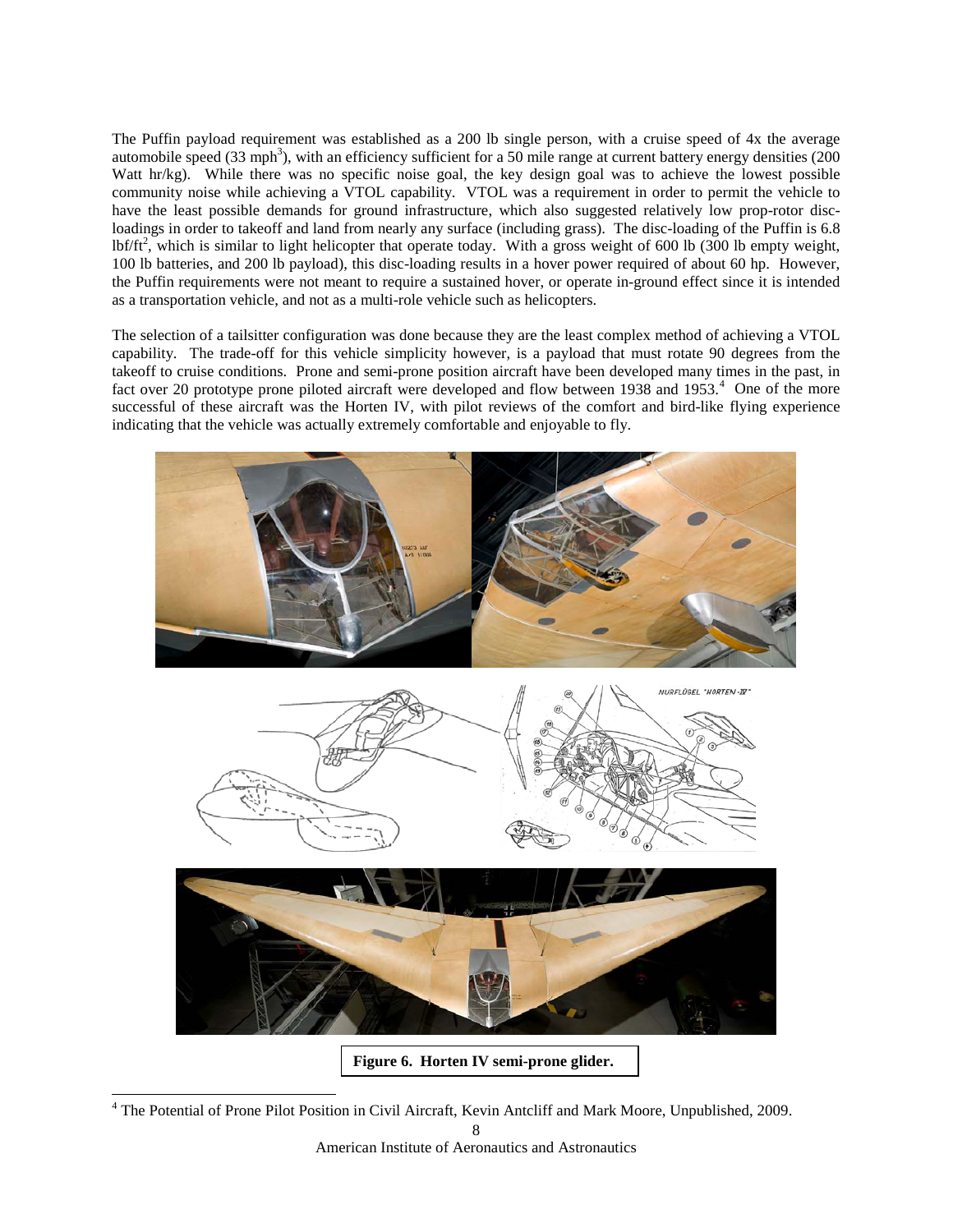The Puffin payload requirement was established as a 200 lb single person, with a cruise speed of 4x the average automobile speed (33 mph[3]), with an efficiency sufficient for a 50 mile range at current battery energy densities (200 Watt hr/kg). While there was no specific noise goal, the key design goal was to achieve the lowest possible community noise while achieving a VTOL capability. VTOL was a requirement in order to permit the vehicle to have the least possible demands for ground infrastructure, which also suggested relatively low prop-rotor disc-loadings in order to takeoff and land from nearly any surface (including grass). The disc-loading of the Puffin is 6.8 $lbf/ft^2$, which is similar to light helicopter that operate today. With a gross weight of 600 lb (300 lb empty weight, 100 lb batteries, and 200 lb payload), this disc-loading results in a hover power required of about 60 hp. However, the Puffin requirements were not meant to require a sustained hover, or operate in-ground effect since it is intended as a transportation vehicle, and not as a multi-role vehicle such as helicopters.

The selection of a tailsitter configuration was done because they are the least complex method of achieving a VTOL capability. The trade-off for this vehicle simplicity however, is a payload that must rotate 90 degrees from the takeoff to cruise conditions. Prone and semi-prone position aircraft have been developed many times in the past, in fact over 20 prototype prone piloted aircraft were developed and flown between 1938 and 1953.[4] One of the more successful of these aircraft was the Horten IV, with pilot reviews of the comfort and bird-like flying experience indicating that the vehicle was actually extremely comfortable and enjoyable to fly.

**Figure 6. Horten IV semi-prone glider.**

[4] The Potential of Prone Pilot Position in Civil Aircraft, Kevin Antcliff and Mark Moore, Unpublished, 2009.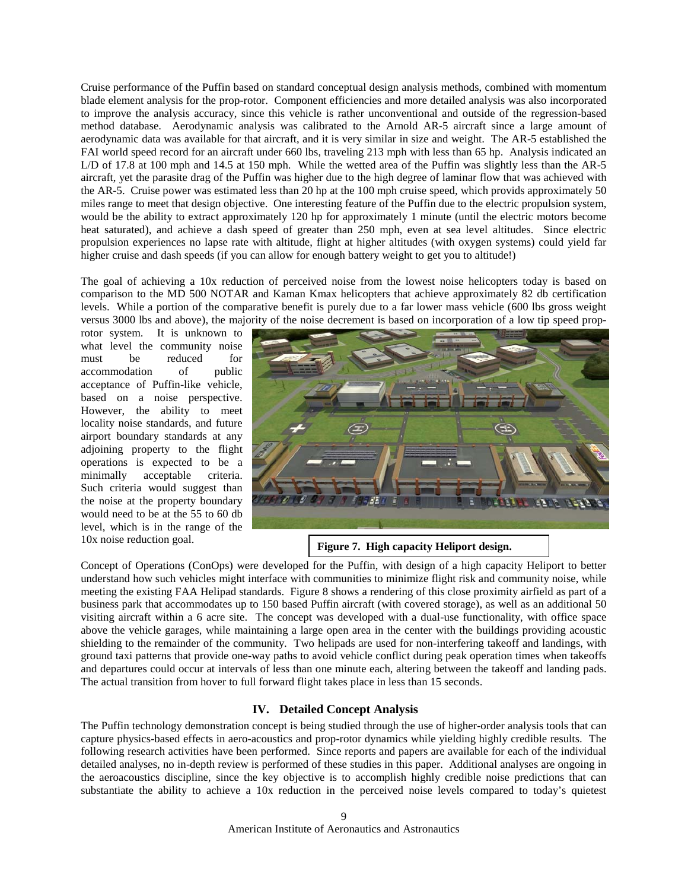Cruise performance of the Puffin based on standard conceptual design analysis methods, combined with momentum blade element analysis for the prop-rotor. Component efficiencies and more detailed analysis was also incorporated to improve the analysis accuracy, since this vehicle is rather unconventional and outside of the regression-based method database. Aerodynamic analysis was calibrated to the Arnold AR-5 aircraft since a large amount of aerodynamic data was available for that aircraft, and it is very similar in size and weight. The AR-5 established the FAI world speed record for an aircraft under 660 lbs, traveling 213 mph with less than 65 hp. Analysis indicated an L/D of 17.8 at 100 mph and 14.5 at 150 mph. While the wetted area of the Puffin was slightly less than the AR-5 aircraft, yet the parasite drag of the Puffin was higher due to the high degree of laminar flow that was achieved with the AR-5. Cruise power was estimated less than 20 hp at the 100 mph cruise speed, which provids approximately 50 miles range to meet that design objective. One interesting feature of the Puffin due to the electric propulsion system, would be the ability to extract approximately 120 hp for approximately 1 minute (until the electric motors become heat saturated), and achieve a dash speed of greater than 250 mph, even at sea level altitudes. Since electric propulsion experiences no lapse rate with altitude, flight at higher altitudes (with oxygen systems) could yield far higher cruise and dash speeds (if you can allow for enough battery weight to get you to altitude!)

The goal of achieving a 10x reduction of perceived noise from the lowest noise helicopters today is based on comparison to the MD 500 NOTAR and Kaman Kmax helicopters that achieve approximately 82 db certification levels. While a portion of the comparative benefit is purely due to a far lower mass vehicle (600 lbs gross weight versus 3000 lbs and above), the majority of the noise decrement is based on incorporation of a low tip speed prop-rotor system. It is unknown to what level the community noise must be reduced for accommodation of public acceptance of Puffin-like vehicle, based on a noise perspective. However, the ability to meet locality noise standards, and future airport boundary standards at any adjoining property to the flight operations is expected to be a minimally acceptable criteria. Such criteria would suggest than the noise at the property boundary would need to be at the 55 to 60 db level, which is in the range of the 10x noise reduction goal.

**Figure 7. High capacity Heliport design.**

Concept of Operations (ConOps) were developed for the Puffin, with design of a high capacity Heliport to better understand how such vehicles might interface with communities to minimize flight risk and community noise, while meeting the existing FAA Helipad standards. Figure 8 shows a rendering of this close proximity airfield as part of a business park that accommodates up to 150 based Puffin aircraft (with covered storage), as well as an additional 50 visiting aircraft within a 6 acre site. The concept was developed with a dual-use functionality, with office space above the vehicle garages, while maintaining a large open area in the center with the buildings providing acoustic shielding to the remainder of the community. Two helipads are used for non-interfering takeoff and landings, with ground taxi patterns that provide one-way paths to avoid vehicle conflict during peak operation times when takeoffs and departures could occur at intervals of less than one minute each, altering between the takeoff and landing pads. The actual transition from hover to full forward flight takes place in less than 15 seconds.

## IV. Detailed Concept Analysis

The Puffin technology demonstration concept is being studied through the use of higher-order analysis tools that can capture physics-based effects in aero-acoustics and prop-rotor dynamics while yielding highly credible results. The following research activities have been performed. Since reports and papers are available for each of the individual detailed analyses, no in-depth review is performed of these studies in this paper. Additional analyses are ongoing in the aeroacoustics discipline, since the key objective is to accomplish highly credible noise predictions that can substantiate the ability to achieve a 10x reduction in the perceived noise levels compared to today's quietest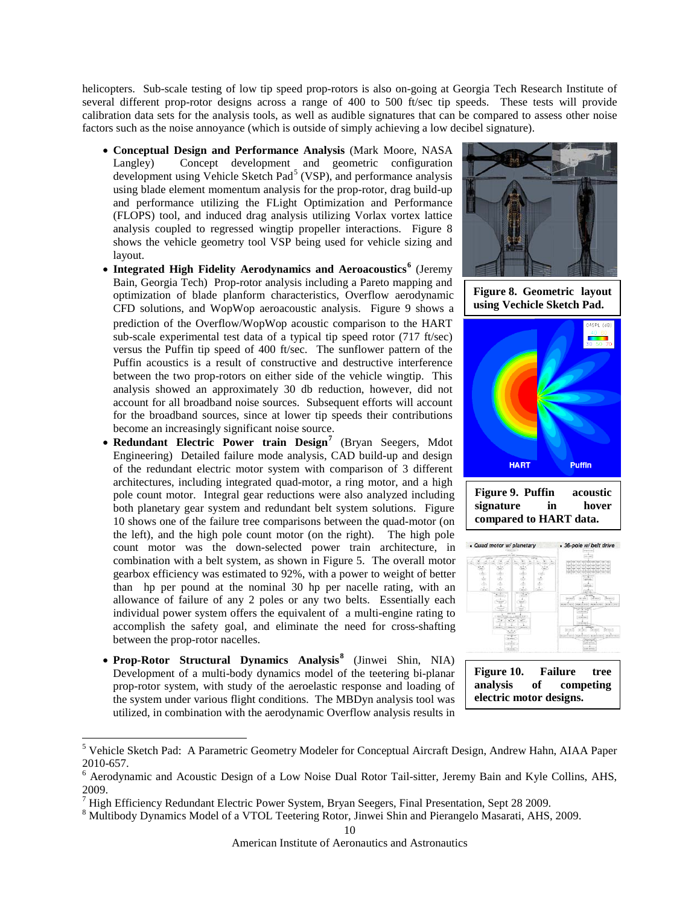helicopters. Sub-scale testing of low tip speed prop-rotors is also on-going at Georgia Tech Research Institute of several different prop-rotor designs across a range of 400 to 500 ft/sec tip speeds. These tests will provide calibration data sets for the analysis tools, as well as audible signatures that can be compared to assess other noise factors such as the noise annoyance (which is outside of simply achieving a low decibel signature).

- **Conceptual Design and Performance Analysis** (Mark Moore, NASA Langley) Concept development and geometric configuration development using Vehicle Sketch Pad[5] (VSP), and performance analysis using blade element momentum analysis for the prop-rotor, drag build-up and performance utilizing the FLight Optimization and Performance (FLOPS) tool, and induced drag analysis utilizing Vorlax vortex lattice analysis coupled to regressed wingtip propeller interactions. Figure 8 shows the vehicle geometry tool VSP being used for vehicle sizing and layout.
- **Integrated High Fidelity Aerodynamics and Aeroacoustics[6]** (Jeremy Bain, Georgia Tech) Prop-rotor analysis including a Pareto mapping and optimization of blade planform characteristics, Overflow aerodynamic CFD solutions, and WopWop aeroacoustic analysis. Figure 9 shows a prediction of the Overflow/WopWop acoustic comparison to the HART sub-scale experimental test data of a typical tip speed rotor (717 ft/sec) versus the Puffin tip speed of 400 ft/sec. The sunflower pattern of the Puffin acoustics is a result of constructive and destructive interference between the two prop-rotors on either side of the vehicle wingtip. This analysis showed an approximately 30 db reduction, however, did not account for all broadband noise sources. Subsequent efforts will account for the broadband sources, since at lower tip speeds their contributions become an increasingly significant noise source.
- **Redundant Electric Power train Design[7]** (Bryan Seegers, Mdot Engineering) Detailed failure mode analysis, CAD build-up and design of the redundant electric motor system with comparison of 3 different architectures, including integrated quad-motor, a ring motor, and a high pole count motor. Integral gear reductions were also analyzed including both planetary gear system and redundant belt system solutions. Figure 10 shows one of the failure tree comparisons between the quad-motor (on the left), and the high pole count motor (on the right). The high pole count motor was the down-selected power train architecture, in combination with a belt system, as shown in Figure 5. The overall motor gearbox efficiency was estimated to 92%, with a power to weight of better than hp per pound at the nominal 30 hp per nacelle rating, with an allowance of failure of any 2 poles or any two belts. Essentially each individual power system offers the equivalent of a multi-engine rating to accomplish the safety goal, and eliminate the need for cross-shafting between the prop-rotor nacelles.
- **Prop-Rotor Structural Dynamics Analysis[8]** (Jinwei Shin, NIA) Development of a multi-body dynamics model of the teetering bi-planar prop-rotor system, with study of the aeroelastic response and loading of the system under various flight conditions. The MBDyn analysis tool was utilized, in combination with the aerodynamic Overflow analysis results in

**Figure 8. Geometric layout using Vechicle Sketch Pad.**

**Figure 9. Puffin acoustic signature in hover compared to HART data.**

**Figure 10. Failure tree analysis of competing electric motor designs.**

[5] Vehicle Sketch Pad: A Parametric Geometry Modeler for Conceptual Aircraft Design, Andrew Hahn, AIAA Paper 2010-657.

[6] Aerodynamic and Acoustic Design of a Low Noise Dual Rotor Tail-sitter, Jeremy Bain and Kyle Collins, AHS, 2009.

[7] High Efficiency Redundant Electric Power System, Bryan Seegers, Final Presentation, Sept 28 2009.

[8] Multibody Dynamics Model of a VTOL Teetering Rotor, Jinwei Shin and Pierangelo Masarati, AHS, 2009.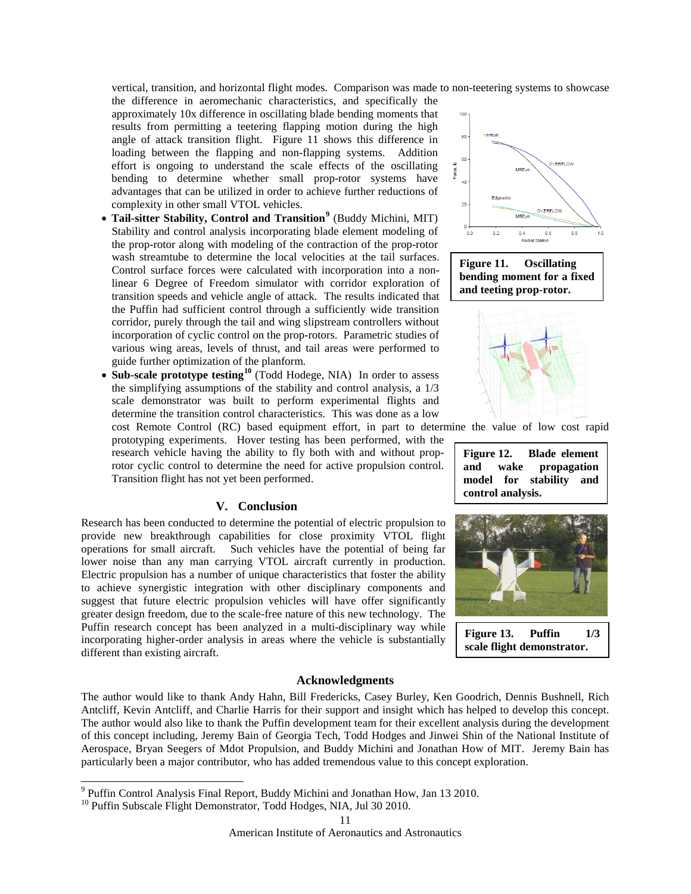vertical, transition, and horizontal flight modes. Comparison was made to non-teetering systems to showcase the difference in aeromechanic characteristics, and specifically the approximately 10x difference in oscillating blade bending moments that results from permitting a teetering flapping motion during the high angle of attack transition flight. Figure 11 shows this difference in loading between the flapping and non-flapping systems. Addition effort is ongoing to understand the scale effects of the oscillating bending to determine whether small prop-rotor systems have advantages that can be utilized in order to achieve further reductions of complexity in other small VTOL vehicles.

- **Tail-sitter Stability, Control and Transition**[9] (Buddy Michini, MIT) Stability and control analysis incorporating blade element modeling of the prop-rotor along with modeling of the contraction of the prop-rotor wash streamtube to determine the local velocities at the tail surfaces. Control surface forces were calculated with incorporation into a non-linear 6 Degree of Freedom simulator with corridor exploration of transition speeds and vehicle angle of attack. The results indicated that the Puffin had sufficient control through a sufficiently wide transition corridor, purely through the tail and wing slipstream controllers without incorporation of cyclic control on the prop-rotors. Parametric studies of various wing areas, levels of thrust, and tail areas were performed to guide further optimization of the planform.
- **Sub-scale prototype testing**[10] (Todd Hodege, NIA) In order to assess the simplifying assumptions of the stability and control analysis, a 1/3 scale demonstrator was built to perform experimental flights and determine the transition control characteristics. This was done as a low cost Remote Control (RC) based equipment effort, in part to determine the value of low cost rapid prototyping experiments. Hover testing has been performed, with the research vehicle having the ability to fly both with and without prop-rotor cyclic control to determine the need for active propulsion control. Transition flight has not yet been performed.

**Figure 11. Oscillating bending moment for a fixed and teeting prop-rotor.**

**Figure 12. Blade element and wake propagation model for stability and control analysis.**

**Figure 13. Puffin 1/3 scale flight demonstrator.**

## V. Conclusion

Research has been conducted to determine the potential of electric propulsion to provide new breakthrough capabilities for close proximity VTOL flight operations for small aircraft. Such vehicles have the potential of being far lower noise than any man carrying VTOL aircraft currently in production. Electric propulsion has a number of unique characteristics that foster the ability to achieve synergistic integration with other disciplinary components and suggest that future electric propulsion vehicles will have offer significantly greater design freedom, due to the scale-free nature of this new technology. The Puffin research concept has been analyzed in a multi-disciplinary way while incorporating higher-order analysis in areas where the vehicle is substantially different than existing aircraft.

## Acknowledgments

The author would like to thank Andy Hahn, Bill Fredericks, Casey Burley, Ken Goodrich, Dennis Bushnell, Rich Antcliff, Kevin Antcliff, and Charlie Harris for their support and insight which has helped to develop this concept. The author would also like to thank the Puffin development team for their excellent analysis during the development of this concept including, Jeremy Bain of Georgia Tech, Todd Hodges and Jinwei Shin of the National Institute of Aerospace, Bryan Seegers of Mdot Propulsion, and Buddy Michini and Jonathan How of MIT. Jeremy Bain has particularly been a major contributor, who has added tremendous value to this concept exploration.

---

[9] Puffin Control Analysis Final Report, Buddy Michini and Jonathan How, Jan 13 2010.

[10] Puffin Subscale Flight Demonstrator, Todd Hodges, NIA, Jul 30 2010.